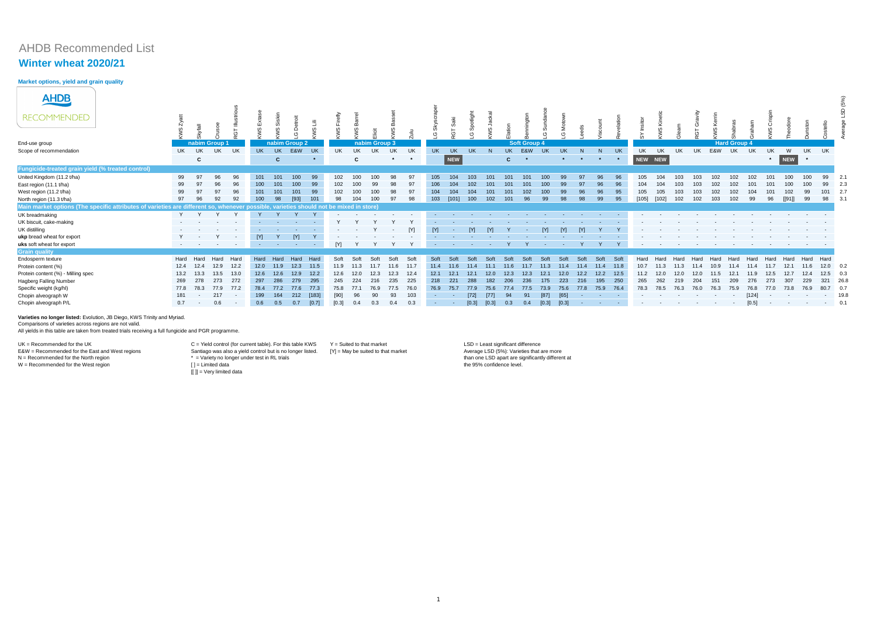# AHDB Recommended List

## Winter wheat 2020/21

### Market options, yield and grain quality

AHDB RECOMMENDED

| | KWS Zyatt | Skyfall | Crusoe | RGT Illustrious | KWS Extase | KWS Siskin | LG Detroit | KWS Lili | KWS Firefly | KWS Barrel | Elicit | KWS Basset | Zulu | LG Skyscraper | RGT Saki | LG Spotlight | KWS Jackal | Elation | Bennington | LG Sundance | LG Motown | Leeds | Viscount | Revelation | SY Insitor | KWS Kinetic | Gleam | RGT Gravity | KWS Kerrin | Shabras | Graham | KWS Crispin | Theodore | Dunston | Costello | Average LSD (5%) |
|---|---|---|---|---|---|---|---|---|---|---|---|---|---|---|---|---|---|---|---|---|---|---|---|---|---|---|---|---|---|---|---|---|---|---|---|---|
| End-use group | nabim Group 1 | | | | nabim Group 2 | | | | nabim Group 3 | | | | | Soft Group 4 | | | | | | | | | | | Hard Group 4 | | | | | | | | | | | |
| Scope of recommendation | UK | UK | UK | UK | UK | UK | E&W | UK | UK | UK | UK | UK | UK | UK | UK | UK | N | UK | E&W | UK | UK | N | N | UK | UK | UK | UK | UK | E&W | UK | UK | UK | W | UK | UK | |
| | | C | | | | C | | * | | C | | * | * | | NEW | | | C | * | | * | * | * | * | NEW | NEW | | | | | | * | NEW | * | | |
| **Fungicide-treated grain yield (% treated control)** | | | | | | | | | | | | | | | | | | | | | | | | | | | | | | | | | | | | |
| United Kingdom (11.2 t/ha) | 99 | 97 | 96 | 96 | 101 | 101 | 100 | 99 | 102 | 100 | 100 | 98 | 97 | 105 | 104 | 103 | 101 | 101 | 101 | 100 | 99 | 97 | 96 | 96 | 105 | 104 | 103 | 103 | 102 | 102 | 102 | 101 | 100 | 100 | 99 | 2.1 |
| East region (11.1 t/ha) | 99 | 97 | 96 | 96 | 100 | 101 | 100 | 99 | 102 | 100 | 99 | 98 | 97 | 106 | 104 | 102 | 101 | 101 | 101 | 100 | 99 | 97 | 96 | 96 | 104 | 104 | 103 | 103 | 102 | 102 | 101 | 101 | 100 | 100 | 99 | 2.3 |
| West region (11.2 t/ha) | 99 | 97 | 97 | 96 | 101 | 101 | 101 | 99 | 102 | 100 | 100 | 98 | 97 | 104 | 104 | 104 | 101 | 101 | 102 | 100 | 99 | 96 | 96 | 95 | 105 | 105 | 103 | 103 | 102 | 102 | 104 | 101 | 102 | 99 | 101 | 2.7 |
| North region (11.3 t/ha) | 97 | 96 | 92 | 92 | 100 | 98 | [93] | 101 | 98 | 104 | 100 | 97 | 98 | 103 | [101] | 100 | 102 | 101 | 96 | 99 | 98 | 98 | 99 | 95 | [105] | [102] | 102 | 102 | 103 | 102 | 99 | 96 | [[91]] | 99 | 98 | 3.1 |
| **Main market options (The specific attributes of varieties are different so, whenever possible, varieties should not be mixed in store)** | | | | | | | | | | | | | | | | | | | | | | | | | | | | | | | | | | | | |
| UK breadmaking | Y | Y | Y | Y | Y | Y | Y | Y | - | - | - | - | - | - | - | - | - | - | - | - | - | - | - | - | - | - | - | - | - | - | - | - | - | - | - | |
| UK biscuit, cake-making | - | - | - | - | - | - | - | - | Y | Y | Y | Y | Y | - | - | - | - | - | - | - | - | - | - | - | - | - | - | - | - | - | - | - | - | - | - | |
| UK distilling | - | - | - | - | - | - | - | - | - | - | Y | - | [Y] | [Y] | - | [Y] | [Y] | Y | - | [Y] | [Y] | [Y] | Y | Y | - | - | - | - | - | - | - | - | - | - | - | |
| **ukp** bread wheat for export | Y | - | Y | - | [Y] | Y | [Y] | Y | - | - | - | - | - | - | - | - | - | - | - | - | - | - | - | - | - | - | - | - | - | - | - | - | - | - | - | |
| **uks** soft wheat for export | - | - | - | - | - | - | - | - | [Y] | Y | Y | Y | Y | - | - | - | - | Y | Y | - | - | Y | Y | Y | - | - | - | - | - | - | - | - | - | - | - | |
| **Grain quality** | | | | | | | | | | | | | | | | | | | | | | | | | | | | | | | | | | | | |
| Endosperm texture | Hard | Hard | Hard | Hard | Hard | Hard | Hard | Hard | Soft | Soft | Soft | Soft | Soft | Soft | Soft | Soft | Soft | Soft | Soft | Soft | Soft | Soft | Soft | Soft | Hard | Hard | Hard | Hard | Hard | Hard | Hard | Hard | Hard | Hard | Hard | |
| Protein content (%) | 12.4 | 12.4 | 12.9 | 12.2 | 12.0 | 11.9 | 12.3 | 11.5 | 11.9 | 11.3 | 11.7 | 11.6 | 11.7 | 11.4 | 11.6 | 11.4 | 11.1 | 11.6 | 11.7 | 11.3 | 11.4 | 11.4 | 11.4 | 11.8 | 10.7 | 11.3 | 11.3 | 11.4 | 10.9 | 11.4 | 11.4 | 11.7 | 12.1 | 11.6 | 12.0 | 0.2 |
| Protein content (%) - Milling spec | 13.2 | 13.3 | 13.5 | 13.0 | 12.6 | 12.6 | 12.9 | 12.2 | 12.6 | 12.0 | 12.3 | 12.3 | 12.4 | 12.1 | 12.1 | 12.1 | 12.0 | 12.3 | 12.3 | 12.1 | 12.0 | 12.2 | 12.2 | 12.5 | 11.2 | 12.0 | 12.0 | 12.0 | 11.5 | 12.1 | 11.9 | 12.5 | 12.7 | 12.4 | 12.5 | 0.3 |
| Hagberg Falling Number | 269 | 278 | 273 | 272 | 297 | 286 | 279 | 295 | 245 | 224 | 216 | 235 | 225 | 218 | 221 | 288 | 182 | 206 | 236 | 175 | 223 | 216 | 195 | 250 | 265 | 262 | 219 | 204 | 151 | 209 | 276 | 273 | 307 | 229 | 321 | 26.8 |
| Specific weight (kg/hl) | 77.8 | 78.3 | 77.9 | 77.2 | 78.4 | 77.2 | 77.6 | 77.3 | 75.8 | 77.1 | 76.9 | 77.5 | 76.0 | 76.9 | 75.7 | 77.9 | 75.6 | 77.4 | 77.5 | 73.9 | 75.6 | 77.8 | 75.9 | 76.4 | 78.3 | 78.5 | 76.3 | 76.0 | 76.3 | 75.9 | 76.8 | 77.0 | 73.8 | 76.9 | 80.7 | 0.7 |
| Chopin alveograph W | 181 | - | 217 | - | 199 | 164 | 212 | [183] | [90] | 96 | 90 | 93 | 103 | - | - | [72] | [77] | 94 | 91 | [87] | [65] | - | - | - | - | - | - | - | - | - | [124] | - | - | - | - | 19.8 |
| Chopin alveograph P/L | 0.7 | - | 0.6 | - | 0.6 | 0.5 | 0.7 | [0.7] | [0.3] | 0.4 | 0.3 | 0.4 | 0.3 | - | - | [0.3] | [0.3] | 0.3 | 0.4 | [0.3] | [0.3] | - | - | - | - | - | - | - | - | - | [0.5] | - | - | - | - | 0.1 |

**Varieties no longer listed:** Evolution, JB Diego, KWS Trinity and Myriad.

Comparisons of varieties across regions are not valid.

All yields in this table are taken from treated trials receiving a full fungicide and PGR programme.

UK = Recommended for the UK
E&W = Recommended for the East and West regions
N = Recommended for the North region
W = Recommended for the West region

C = Yield control (for current table). For this table KWS Santiago was also a yield control but is no longer listed.
* = Variety no longer under test in RL trials
[ ] = Limited data
[[ ]] = Very limited data

Y = Suited to that market
[Y] = May be suited to that market

LSD = Least significant difference
Average LSD (5%): Varieties that are more than one LSD apart are significantly different at the 95% confidence level.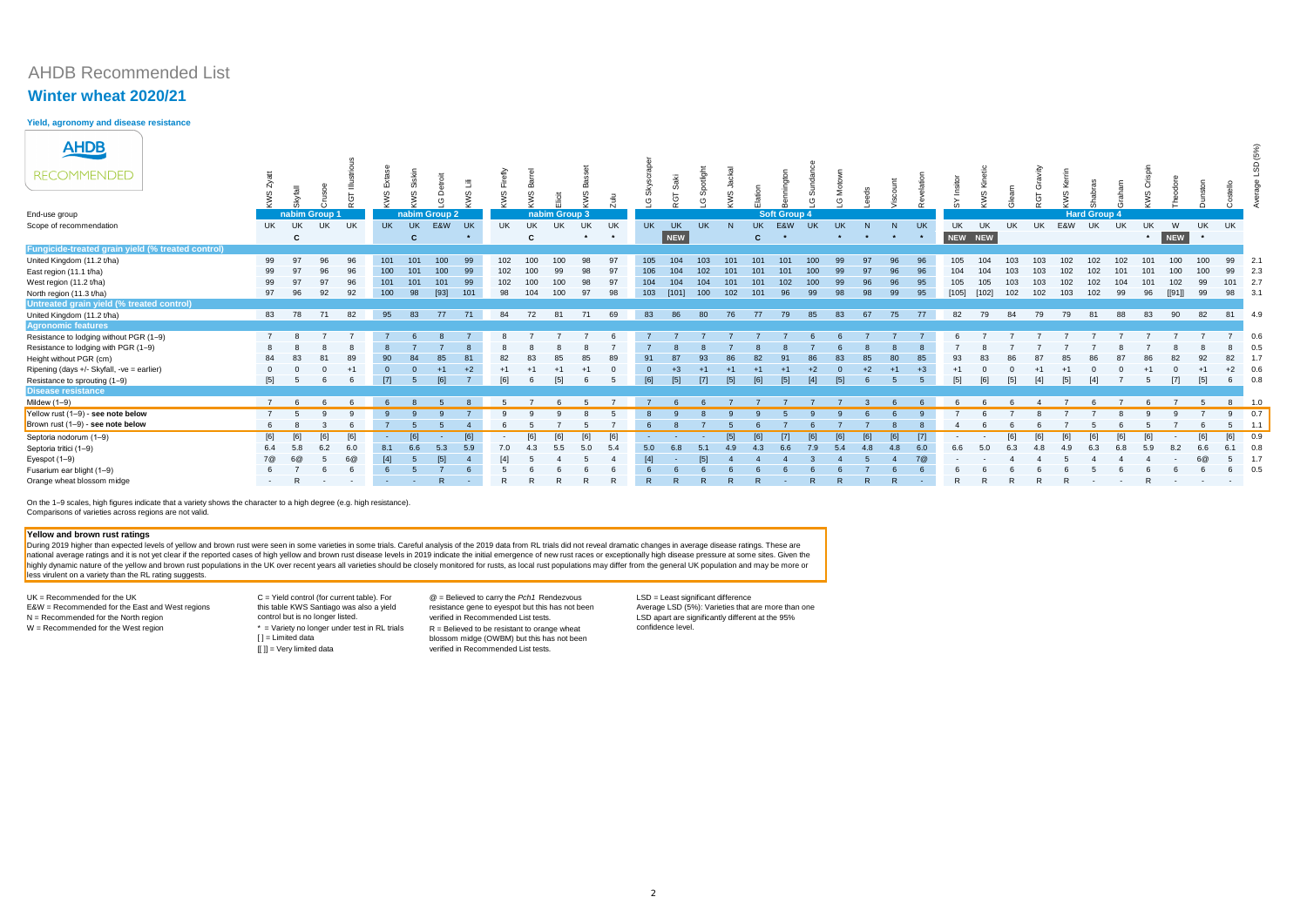# AHDB Recommended List

## Winter wheat 2020/21

### Yield, agronomy and disease resistance

| | KWS Zyatt | Skyfall | Crusoe | RGT Illustrious | KWS Extase | KWS Siskin | LG Detroit | KWS Lili | KWS Firefly | KWS Barrel | Elicit | KWS Basset | Zulu | LG Skyscraper | RGT Saki | LG Spotlight | KWS Jackal | Elation | Bennington | LG Sundance | LG Motown | Leeds | Viscount | Revelation | SY Insitor | KWS Kinetic | Gleam | RGT Gravity | KWS Kerrin | Shabras | Graham | KWS Crispin | Theodore | Dunston | Costello | Average LSD (5%) |
|---|---|---|---|---|---|---|---|---|---|---|---|---|---|---|---|---|---|---|---|---|---|---|---|---|---|---|---|---|---|---|---|---|---|---|---|---|
| End-use group | nabim Group 1 | | | | nabim Group 2 | | | | nabim Group 3 | | | | | Soft Group 4 | | | | | | | | | | | Hard Group 4 | | | | | | | | | | | |
| Scope of recommendation | UK | UK | UK | UK | UK | UK | E&W | UK | UK | UK | UK | UK | UK | UK | UK | UK | N | UK | E&W | UK | UK | N | N | UK | UK | UK | UK | UK | E&W | UK | UK | UK | W | UK | UK | |
| | | C | | | | C | | * | | C | | * | * | | NEW | | | C | * | | * | * | * | * | NEW | NEW | | | | | | * | NEW | * | | |
| **Fungicide-treated grain yield (% treated control)** | | | | | | | | | | | | | | | | | | | | | | | | | | | | | | | | | | | | |
| United Kingdom (11.2 t/ha) | 99 | 97 | 96 | 96 | 101 | 101 | 100 | 99 | 102 | 100 | 100 | 98 | 97 | 105 | 104 | 103 | 101 | 101 | 101 | 100 | 99 | 97 | 96 | 96 | 105 | 104 | 103 | 103 | 102 | 102 | 102 | 101 | 100 | 100 | 99 | 2.1 |
| East region (11.1 t/ha) | 99 | 97 | 96 | 96 | 100 | 101 | 100 | 99 | 102 | 100 | 99 | 98 | 97 | 106 | 104 | 102 | 101 | 101 | 101 | 100 | 99 | 97 | 96 | 96 | 104 | 104 | 103 | 103 | 102 | 102 | 101 | 101 | 100 | 100 | 99 | 2.3 |
| West region (11.2 t/ha) | 99 | 97 | 97 | 96 | 101 | 101 | 101 | 99 | 102 | 100 | 100 | 98 | 97 | 104 | 104 | 104 | 101 | 101 | 102 | 100 | 99 | 96 | 96 | 95 | 105 | 105 | 103 | 103 | 102 | 102 | 104 | 101 | 102 | 99 | 101 | 2.7 |
| North region (11.3 t/ha) | 97 | 96 | 92 | 92 | 100 | 98 | [93] | 101 | 98 | 104 | 100 | 97 | 98 | 103 | [101] | 100 | 102 | 101 | 96 | 99 | 98 | 98 | 99 | 95 | [105] | [102] | 102 | 102 | 103 | 102 | 99 | 96 | [[91]] | 99 | 98 | 3.1 |
| **Untreated grain yield (% treated control)** | | | | | | | | | | | | | | | | | | | | | | | | | | | | | | | | | | | | |
| United Kingdom (11.2 t/ha) | 83 | 78 | 71 | 82 | 95 | 83 | 77 | 71 | 84 | 72 | 81 | 71 | 69 | 83 | 86 | 80 | 76 | 77 | 79 | 85 | 83 | 67 | 75 | 77 | 82 | 79 | 84 | 79 | 79 | 81 | 88 | 83 | 90 | 82 | 81 | 4.9 |
| **Agronomic features** | | | | | | | | | | | | | | | | | | | | | | | | | | | | | | | | | | | | |
| Resistance to lodging without PGR (1–9) | 7 | 8 | 7 | 7 | 7 | 6 | 8 | 7 | 8 | 7 | 7 | 7 | 6 | 7 | 7 | 7 | 7 | 7 | 7 | 6 | 6 | 7 | 7 | 7 | 6 | 7 | 7 | 7 | 7 | 7 | 7 | 7 | 7 | 7 | 7 | 0.6 |
| Resistance to lodging with PGR (1–9) | 8 | 8 | 8 | 8 | 8 | 7 | 7 | 8 | 8 | 8 | 8 | 8 | 7 | 7 | 8 | 8 | 7 | 8 | 8 | 7 | 6 | 8 | 8 | 8 | 7 | 8 | 7 | 7 | 7 | 7 | 8 | 7 | 8 | 8 | 8 | 0.5 |
| Height without PGR (cm) | 84 | 83 | 81 | 89 | 90 | 84 | 85 | 81 | 82 | 83 | 85 | 85 | 89 | 91 | 87 | 93 | 86 | 82 | 91 | 86 | 83 | 85 | 80 | 85 | 93 | 83 | 86 | 87 | 85 | 86 | 87 | 86 | 82 | 92 | 82 | 1.7 |
| Ripening (days +/- Skyfall, -ve = earlier) | 0 | 0 | 0 | +1 | 0 | 0 | +1 | +2 | +1 | +1 | +1 | +1 | 0 | 0 | +3 | +1 | +1 | +1 | +1 | +2 | 0 | +2 | +1 | +3 | +1 | 0 | 0 | +1 | +1 | 0 | 0 | +1 | 0 | +1 | +2 | 0.6 |
| Resistance to sprouting (1–9) | [5] | 5 | 6 | 6 | [7] | 5 | [6] | 7 | [6] | 6 | [5] | 6 | 5 | [6] | [5] | [7] | [5] | [6] | [5] | [4] | [5] | 6 | 5 | 5 | [5] | [6] | [5] | [4] | [5] | [4] | 7 | 5 | [7] | [5] | 6 | 0.8 |
| **Disease resistance** | | | | | | | | | | | | | | | | | | | | | | | | | | | | | | | | | | | | |
| Mildew (1–9) | 7 | 6 | 6 | 6 | 6 | 8 | 5 | 8 | 5 | 7 | 6 | 5 | 7 | 7 | 6 | 6 | 7 | 7 | 7 | 7 | 7 | 3 | 6 | 6 | 6 | 6 | 6 | 4 | 7 | 6 | 7 | 6 | 7 | 5 | 8 | 1.0 |
| Yellow rust (1–9) - **see note below** | 7 | 5 | 9 | 9 | 9 | 9 | 9 | 7 | 9 | 9 | 9 | 8 | 5 | 8 | 9 | 8 | 9 | 9 | 5 | 9 | 9 | 6 | 6 | 9 | 7 | 6 | 7 | 8 | 7 | 7 | 8 | 9 | 9 | 7 | 9 | 0.7 |
| Brown rust (1–9) - **see note below** | 6 | 8 | 3 | 6 | 7 | 5 | 5 | 4 | 6 | 5 | 7 | 5 | 7 | 6 | 8 | 7 | 5 | 6 | 7 | 6 | 7 | 7 | 8 | 8 | 4 | 6 | 6 | 6 | 7 | 5 | 6 | 5 | 7 | 6 | 5 | 1.1 |
| Septoria nodorum (1–9) | [6] | [6] | [6] | [6] | - | [6] | - | [6] | - | [6] | [6] | [6] | [6] | - | - | - | [5] | [6] | [7] | [6] | [6] | [6] | [6] | [7] | - | - | [6] | [6] | [6] | [6] | [6] | [6] | - | [6] | [6] | 0.9 |
| Septoria tritici (1–9) | 6.4 | 5.8 | 6.2 | 6.0 | 8.1 | 6.6 | 5.3 | 5.9 | 7.0 | 4.3 | 5.5 | 5.0 | 5.4 | 5.0 | 6.8 | 5.1 | 4.9 | 4.3 | 6.6 | 7.9 | 5.4 | 4.8 | 4.8 | 6.0 | 6.6 | 5.0 | 6.3 | 4.8 | 4.9 | 6.3 | 6.8 | 5.9 | 8.2 | 6.6 | 6.1 | 0.8 |
| Eyespot (1–9) | 7@ | 6@ | 5 | 6@ | [4] | 5 | [5] | 4 | [4] | 5 | 4 | 5 | 4 | [4] | - | [5] | 4 | 4 | 4 | 3 | 4 | 5 | 4 | 7@ | - | - | 4 | 4 | 5 | 4 | 4 | 4 | - | 6@ | 5 | 1.7 |
| Fusarium ear blight (1–9) | 6 | 7 | 6 | 6 | 6 | 5 | 7 | 6 | 5 | 6 | 6 | 6 | 6 | 6 | 6 | 6 | 6 | 6 | 6 | 6 | 6 | 7 | 6 | 6 | 6 | 6 | 6 | 6 | 6 | 5 | 6 | 6 | 6 | 6 | 6 | 0.5 |
| Orange wheat blossom midge | - | R | - | - | - | - | R | - | R | R | R | R | R | R | R | R | R | R | - | R | R | R | R | - | R | R | R | R | R | - | - | R | - | - | - | |

On the 1–9 scales, high figures indicate that a variety shows the character to a high degree (e.g. high resistance).
Comparisons of varieties across regions are not valid.

**Yellow and brown rust ratings**

During 2019 higher than expected levels of yellow and brown rust were seen in some varieties in some trials. Careful analysis of the 2019 data from RL trials did not reveal dramatic changes in average disease ratings. These are national average ratings and it is not yet clear if the reported cases of high yellow and brown rust disease levels in 2019 indicate the initial emergence of new rust races or exceptionally high disease pressure at some sites. Given the highly dynamic nature of the yellow and brown rust populations in the UK over recent years all varieties should be closely monitored for rusts, as local rust populations may differ from the general UK population and may be more or less virulent on a variety than the RL rating suggests.

UK = Recommended for the UK
E&W = Recommended for the East and West regions
N = Recommended for the North region
W = Recommended for the West region

C = Yield control (for current table). For this table KWS Santiago was also a yield control but is no longer listed.
* = Variety no longer under test in RL trials
[ ] = Limited data
[[ ]] = Very limited data

@ = Believed to carry the *Pch1* Rendezvous resistance gene to eyespot but this has not been verified in Recommended List tests.
R = Believed to be resistant to orange wheat blossom midge (OWBM) but this has not been verified in Recommended List tests.

LSD = Least significant difference
Average LSD (5%): Varieties that are more than one LSD apart are significantly different at the 95% confidence level.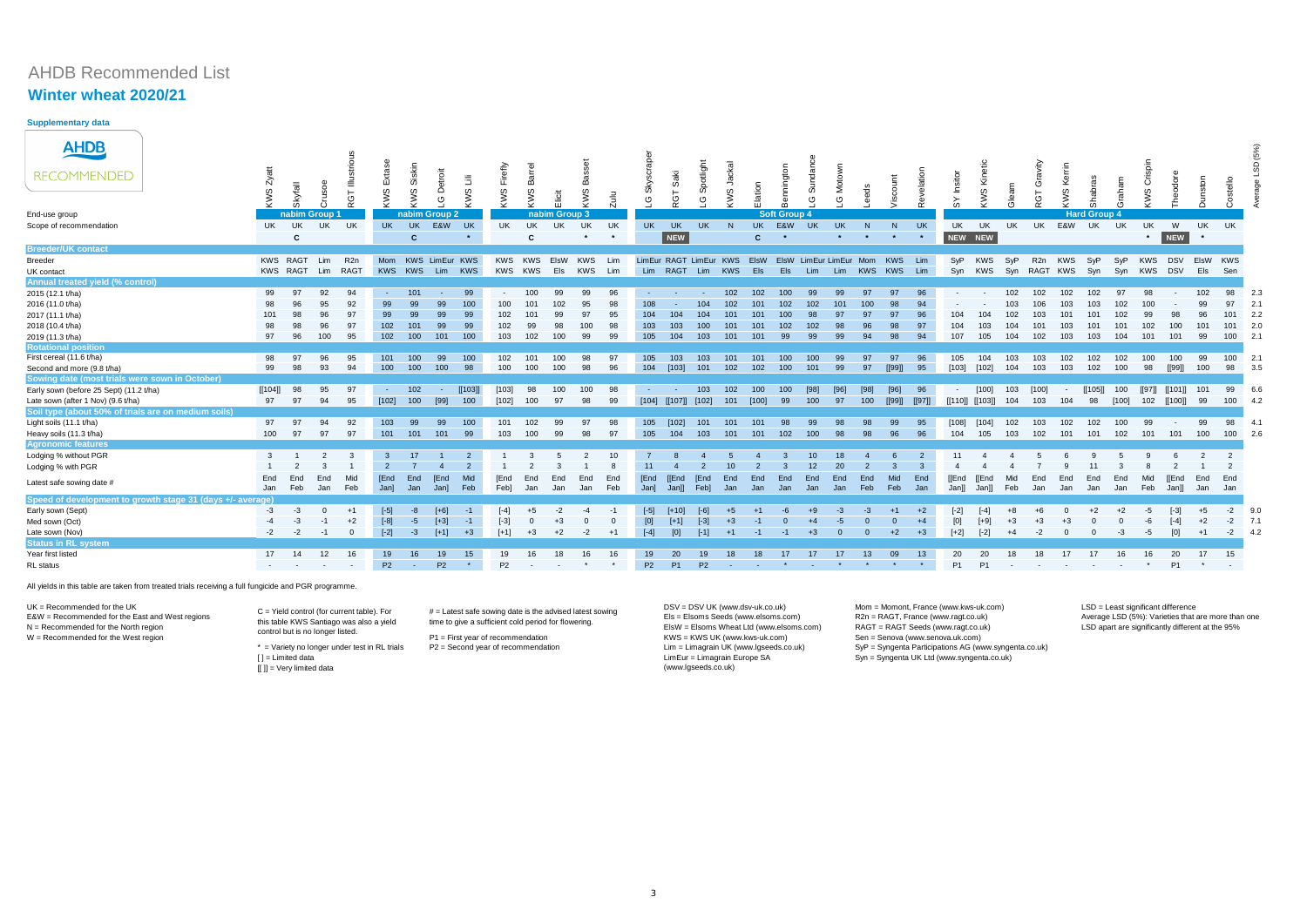# AHDB Recommended List

## Winter wheat 2020/21

**Supplementary data**

AHDB RECOMMENDED

| | KWS Zyatt | Skyfall | Crusoe | RGT Illustrious | KWS Extase | KWS Siskin | LG Detroit | KWS Lili | KWS Firefly | KWS Barrel | Elicit | KWS Basset | Zulu | LG Skyscraper | RGT Saki | LG Spotlight | KWS Jackal | Elation | Bennington | LG Sundance | LG Motown | Leeds | Viscount | Revelation | SY Insitor | KWS Kinetic | Gleam | RGT Gravity | KWS Kerrin | Shabras | Graham | KWS Crispin | Theodore | Dunston | Costello | Average LSD (5%) |
|---|---|---|---|---|---|---|---|---|---|---|---|---|---|---|---|---|---|---|---|---|---|---|---|---|---|---|---|---|---|---|---|---|---|---|---|---|
| End-use group | nabim Group 1 | | | | nabim Group 2 | | | | nabim Group 3 | | | | | Soft Group 4 | | | | | | | | | | | Hard Group 4 | | | | | | | | | | | |
| Scope of recommendation | UK | UK | UK | UK | UK | UK | E&W | UK | UK | UK | UK | UK | UK | UK | UK | UK | N | UK | E&W | UK | UK | N | N | UK | UK | UK | UK | UK | E&W | UK | UK | UK | W | UK | UK | |
| | | C | | | | C | | * | | C | | * | * | | NEW | | | C | * | | * | * | * | * | NEW | NEW | | | | | | * | NEW | * | | |
| **Breeder/UK contact** | | | | | | | | | | | | | | | | | | | | | | | | | | | | | | | | | | | | |
| Breeder | KWS | RAGT | Lim | R2n | Mom | KWS | LimEur | KWS | KWS | KWS | ElsW | KWS | Lim | LimEur | RAGT | LimEur | KWS | ElsW | ElsW | LimEur | LimEur | Mom | KWS | Lim | SyP | KWS | SyP | R2n | KWS | SyP | SyP | KWS | DSV | ElsW | KWS | |
| UK contact | KWS | RAGT | Lim | RAGT | KWS | KWS | Lim | KWS | KWS | KWS | Els | KWS | Lim | Lim | RAGT | Lim | KWS | Els | Els | Lim | Lim | KWS | KWS | Lim | Syn | KWS | Syn | RAGT | KWS | Syn | Syn | KWS | DSV | Els | Sen | |
| **Annual treated yield (% control)** | | | | | | | | | | | | | | | | | | | | | | | | | | | | | | | | | | | | |
| 2015 (12.1 t/ha) | 99 | 97 | 92 | 94 | - | 101 | - | 99 | - | 100 | 99 | 99 | 96 | - | - | - | 102 | 102 | 100 | 99 | 99 | 97 | 97 | 96 | - | - | 102 | 102 | 102 | 102 | 97 | 98 | - | 102 | 98 | 2.3 |
| 2016 (11.0 t/ha) | 98 | 96 | 95 | 92 | 99 | 99 | 99 | 100 | 100 | 101 | 102 | 95 | 98 | 108 | - | 104 | 102 | 101 | 102 | 102 | 101 | 100 | 98 | 94 | - | - | 103 | 106 | 103 | 103 | 102 | 100 | - | 99 | 97 | 2.1 |
| 2017 (11.1 t/ha) | 101 | 98 | 96 | 97 | 99 | 99 | 99 | 99 | 102 | 101 | 99 | 97 | 95 | 104 | 104 | 104 | 101 | 101 | 100 | 98 | 97 | 97 | 97 | 96 | 104 | 104 | 102 | 103 | 101 | 101 | 102 | 99 | 98 | 96 | 101 | 2.2 |
| 2018 (10.4 t/ha) | 98 | 98 | 96 | 97 | 102 | 101 | 99 | 99 | 102 | 99 | 98 | 100 | 98 | 103 | 103 | 100 | 101 | 101 | 102 | 102 | 98 | 96 | 98 | 97 | 104 | 103 | 104 | 101 | 103 | 101 | 101 | 102 | 100 | 101 | 101 | 2.0 |
| 2019 (11.3 t/ha) | 97 | 96 | 100 | 95 | 102 | 100 | 101 | 100 | 103 | 102 | 100 | 99 | 99 | 105 | 104 | 103 | 101 | 101 | 99 | 99 | 99 | 94 | 98 | 94 | 107 | 105 | 104 | 102 | 103 | 103 | 104 | 101 | 101 | 99 | 100 | 2.1 |
| **Rotational position** | | | | | | | | | | | | | | | | | | | | | | | | | | | | | | | | | | | | |
| First cereal (11.6 t/ha) | 98 | 97 | 96 | 95 | 101 | 100 | 99 | 100 | 102 | 101 | 100 | 98 | 97 | 105 | 103 | 103 | 101 | 101 | 100 | 100 | 99 | 97 | 97 | 96 | 105 | 104 | 103 | 103 | 102 | 102 | 102 | 100 | 100 | 99 | 100 | 2.1 |
| Second and more (9.8 t/ha) | 99 | 98 | 93 | 94 | 100 | 100 | 100 | 98 | 100 | 100 | 100 | 98 | 96 | 104 | [103] | 101 | 102 | 102 | 100 | 101 | 99 | 97 | [[99]] | 95 | [103] | [102] | 104 | 103 | 103 | 102 | 100 | 98 | [[99]] | 100 | 98 | 3.5 |
| **Sowing date (most trials were sown in October)** | | | | | | | | | | | | | | | | | | | | | | | | | | | | | | | | | | | | |
| Early sown (before 25 Sept) (11.2 t/ha) | [[104]] | 98 | 95 | 97 | - | 102 | - | [[103]] | [103] | 98 | 100 | 100 | 98 | - | - | 103 | 102 | 100 | 100 | [98] | [96] | [98] | [96] | 96 | - | [100] | 103 | [100] | - | [[105]] | 100 | [[97]] | [[101]] | 101 | 99 | 6.6 |
| Late sown (after 1 Nov) (9.6 t/ha) | 97 | 97 | 94 | 95 | [102] | 100 | [99] | 100 | [102] | 100 | 97 | 98 | 99 | [104] | [[107]] | [102] | 101 | [100] | 99 | 100 | 97 | 100 | [[99]] | [[97]] | [[110]] | [[103]] | 104 | 103 | 104 | 98 | [100] | 102 | [[100]] | 99 | 100 | 4.2 |
| **Soil type (about 50% of trials are on medium soils)** | | | | | | | | | | | | | | | | | | | | | | | | | | | | | | | | | | | | |
| Light soils (11.1 t/ha) | 97 | 97 | 94 | 92 | 103 | 99 | 99 | 100 | 101 | 102 | 99 | 97 | 98 | 105 | [102] | 101 | 101 | 101 | 98 | 99 | 98 | 98 | 99 | 95 | [108] | [104] | 102 | 103 | 102 | 102 | 100 | 99 | - | 99 | 98 | 4.1 |
| Heavy soils (11.3 t/ha) | 100 | 97 | 97 | 97 | 101 | 101 | 101 | 99 | 103 | 100 | 99 | 98 | 97 | 105 | 104 | 103 | 101 | 101 | 102 | 100 | 98 | 98 | 96 | 96 | 104 | 105 | 103 | 102 | 101 | 101 | 102 | 101 | 101 | 100 | 100 | 2.6 |
| **Agronomic features** | | | | | | | | | | | | | | | | | | | | | | | | | | | | | | | | | | | | |
| Lodging % without PGR | 3 | 1 | 2 | 3 | 3 | 17 | 1 | 2 | 1 | 3 | 5 | 2 | 10 | 7 | 8 | 4 | 5 | 4 | 3 | 10 | 18 | 4 | 6 | 2 | 11 | 4 | 4 | 5 | 6 | 9 | 5 | 9 | 6 | 2 | 2 | |
| Lodging % with PGR | 1 | 2 | 3 | 1 | 2 | 7 | 4 | 2 | 1 | 2 | 3 | 1 | 8 | 11 | 4 | 2 | 10 | 2 | 3 | 12 | 20 | 2 | 3 | 3 | 4 | 4 | 4 | 7 | 9 | 11 | 3 | 8 | 2 | 1 | 2 | |
| Latest safe sowing date # | End Jan | End Feb | End Jan | Mid Feb | [End Jan] | End Jan | [End Jan] | Mid Feb | [End Feb] | End Jan | End Jan | End Jan | End Feb | [End Jan] | [[End Jan]] | [End Feb] | End Jan | End Jan | End Jan | End Jan | End Jan | End Feb | Mid Feb | End Jan | [[End Jan]] | [[End Jan]] | Mid Feb | End Jan | End Jan | End Jan | End Jan | Mid Feb | [[End Jan]] | End Jan | End Jan | |
| **Speed of development to growth stage 31 (days +/- average)** | | | | | | | | | | | | | | | | | | | | | | | | | | | | | | | | | | | | |
| Early sown (Sept) | -3 | -3 | 0 | +1 | [-5] | -8 | [+6] | -1 | [-4] | +5 | -2 | -4 | -1 | [-5] | [+10] | [-6] | +5 | +1 | -6 | +9 | -3 | -3 | +1 | +2 | [-2] | [-4] | +8 | +6 | 0 | +2 | +2 | -5 | [-3] | +5 | -2 | 9.0 |
| Med sown (Oct) | -4 | -3 | -1 | +2 | [-8] | -5 | [+3] | -1 | [-3] | 0 | +3 | 0 | 0 | [0] | [+1] | [-3] | +3 | -1 | 0 | +4 | -5 | 0 | 0 | +4 | [0] | [+9] | +3 | +3 | +3 | 0 | 0 | -6 | [-4] | +2 | -2 | 7.1 |
| Late sown (Nov) | -2 | -2 | -1 | 0 | [-2] | -3 | [+1] | +3 | [+1] | +3 | +2 | -2 | +1 | [-4] | [0] | [-1] | +1 | -1 | -1 | +3 | 0 | 0 | +2 | +3 | [+2] | [-2] | +4 | -2 | 0 | 0 | -3 | -5 | [0] | +1 | -2 | 4.2 |
| **Status in RL system** | | | | | | | | | | | | | | | | | | | | | | | | | | | | | | | | | | | | |
| Year first listed | 17 | 14 | 12 | 16 | 19 | 16 | 19 | 15 | 19 | 16 | 18 | 16 | 16 | 19 | 20 | 19 | 18 | 18 | 17 | 17 | 17 | 13 | 09 | 13 | 20 | 20 | 18 | 18 | 17 | 17 | 16 | 16 | 20 | 17 | 15 | |
| RL status | - | - | - | - | P2 | - | P2 | * | P2 | - | - | * | * | P2 | P1 | P2 | - | - | * | - | * | * | * | * | P1 | P1 | - | - | - | - | - | * | P1 | * | - | |

All yields in this table are taken from treated trials receiving a full fungicide and PGR programme.

UK = Recommended for the UK
E&W = Recommended for the East and West regions
N = Recommended for the North region
W = Recommended for the West region

C = Yield control (for current table). For this table KWS Santiago was also a yield control but is no longer listed.
* = Variety no longer under test in RL trials
[ ] = Limited data
[[ ]] = Very limited data

# = Latest safe sowing date is the advised latest sowing time to give a sufficient cold period for flowering.
P1 = First year of recommendation
P2 = Second year of recommendation

DSV = DSV UK (www.dsv-uk.co.uk)
Els = Elsoms Seeds (www.elsoms.com)
ElsW = Elsoms Wheat Ltd (www.elsoms.com)
KWS = KWS UK (www.kws-uk.com)
Lim = Limagrain UK (www.lgseeds.co.uk)
LimEur = Limagrain Europe SA (www.lgseeds.co.uk)

Mom = Momont, France (www.kws-uk.com)
R2n = RAGT, France (www.ragt.co.uk)
RAGT = RAGT Seeds (www.ragt.co.uk)
Sen = Senova (www.senova.uk.com)
SyP = Syngenta Participations AG (www.syngenta.co.uk)
Syn = Syngenta UK Ltd (www.syngenta.co.uk)

LSD = Least significant difference
Average LSD (5%): Varieties that are more than one LSD apart are significantly different at the 95%